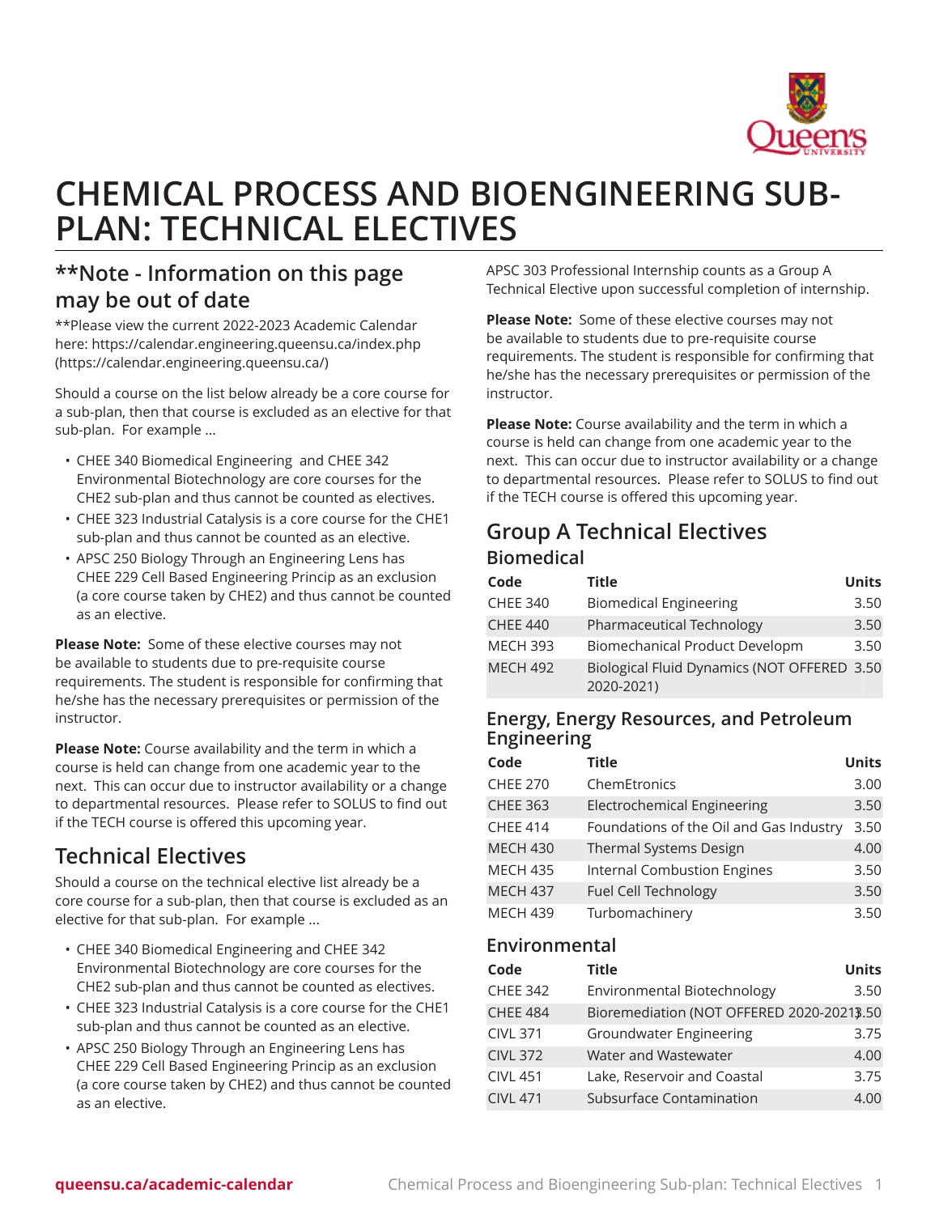# CHEMICAL PROCESS AND BIOENGINEERING SUB-PLAN: TECHNICAL ELECTIVES

## **Note - Information on this page may be out of date

**Please view the current 2022-2023 Academic Calendar here: https://calendar.engineering.queensu.ca/index.php (https://calendar.engineering.queensu.ca/)

Should a course on the list below already be a core course for a sub-plan, then that course is excluded as an elective for that sub-plan.  For example ...

- CHEE 340 Biomedical Engineering  and CHEE 342 Environmental Biotechnology are core courses for the CHE2 sub-plan and thus cannot be counted as electives.
- CHEE 323 Industrial Catalysis is a core course for the CHE1 sub-plan and thus cannot be counted as an elective.
- APSC 250 Biology Through an Engineering Lens has CHEE 229 Cell Based Engineering Princip as an exclusion (a core course taken by CHE2) and thus cannot be counted as an elective.

**Please Note:** Some of these elective courses may not be available to students due to pre-requisite course requirements. The student is responsible for confirming that he/she has the necessary prerequisites or permission of the instructor.

**Please Note:** Course availability and the term in which a course is held can change from one academic year to the next.  This can occur due to instructor availability or a change to departmental resources.  Please refer to SOLUS to find out if the TECH course is offered this upcoming year.

## Technical Electives

Should a course on the technical elective list already be a core course for a sub-plan, then that course is excluded as an elective for that sub-plan.  For example ...

- CHEE 340 Biomedical Engineering and CHEE 342 Environmental Biotechnology are core courses for the CHE2 sub-plan and thus cannot be counted as electives.
- CHEE 323 Industrial Catalysis is a core course for the CHE1 sub-plan and thus cannot be counted as an elective.
- APSC 250 Biology Through an Engineering Lens has CHEE 229 Cell Based Engineering Princip as an exclusion (a core course taken by CHE2) and thus cannot be counted as an elective.

APSC 303 Professional Internship counts as a Group A Technical Elective upon successful completion of internship.

**Please Note:** Some of these elective courses may not be available to students due to pre-requisite course requirements. The student is responsible for confirming that he/she has the necessary prerequisites or permission of the instructor.

**Please Note:** Course availability and the term in which a course is held can change from one academic year to the next.  This can occur due to instructor availability or a change to departmental resources.  Please refer to SOLUS to find out if the TECH course is offered this upcoming year.

## Group A Technical Electives

### Biomedical

| Code | Title | Units |
|---|---|---|
| CHEE 340 | Biomedical Engineering | 3.50 |
| CHEE 440 | Pharmaceutical Technology | 3.50 |
| MECH 393 | Biomechanical Product Developm | 3.50 |
| MECH 492 | Biological Fluid Dynamics (NOT OFFERED 2020-2021) | 3.50 |

### Energy, Energy Resources, and Petroleum Engineering

| Code | Title | Units |
|---|---|---|
| CHEE 270 | ChemEtronics | 3.00 |
| CHEE 363 | Electrochemical Engineering | 3.50 |
| CHEE 414 | Foundations of the Oil and Gas Industry | 3.50 |
| MECH 430 | Thermal Systems Design | 4.00 |
| MECH 435 | Internal Combustion Engines | 3.50 |
| MECH 437 | Fuel Cell Technology | 3.50 |
| MECH 439 | Turbomachinery | 3.50 |

### Environmental

| Code | Title | Units |
|---|---|---|
| CHEE 342 | Environmental Biotechnology | 3.50 |
| CHEE 484 | Bioremediation (NOT OFFERED 2020-2021) | 3.50 |
| CIVL 371 | Groundwater Engineering | 3.75 |
| CIVL 372 | Water and Wastewater | 4.00 |
| CIVL 451 | Lake, Reservoir and Coastal | 3.75 |
| CIVL 471 | Subsurface Contamination | 4.00 |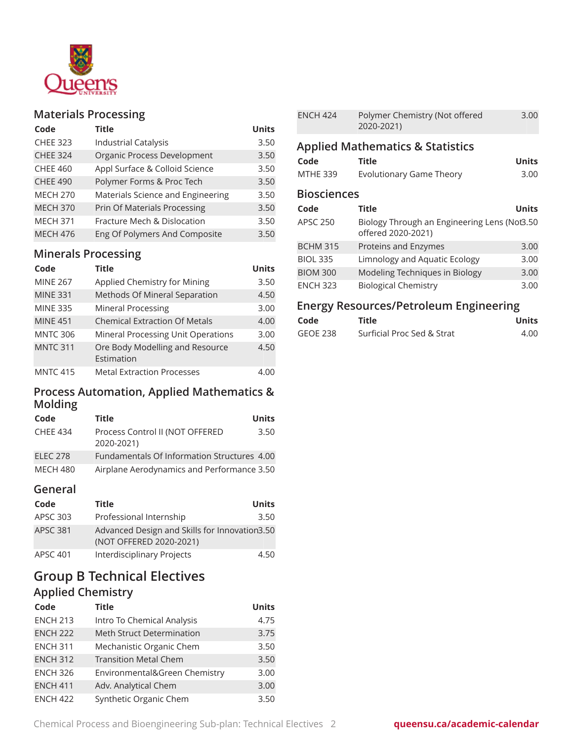## Materials Processing

| Code | Title | Units |
| --- | --- | --- |
| CHEE 323 | Industrial Catalysis | 3.50 |
| CHEE 324 | Organic Process Development | 3.50 |
| CHEE 460 | Appl Surface & Colloid Science | 3.50 |
| CHEE 490 | Polymer Forms & Proc Tech | 3.50 |
| MECH 270 | Materials Science and Engineering | 3.50 |
| MECH 370 | Prin Of Materials Processing | 3.50 |
| MECH 371 | Fracture Mech & Dislocation | 3.50 |
| MECH 476 | Eng Of Polymers And Composite | 3.50 |

## Minerals Processing

| Code | Title | Units |
| --- | --- | --- |
| MINE 267 | Applied Chemistry for Mining | 3.50 |
| MINE 331 | Methods Of Mineral Separation | 4.50 |
| MINE 335 | Mineral Processing | 3.00 |
| MINE 451 | Chemical Extraction Of Metals | 4.00 |
| MNTC 306 | Mineral Processing Unit Operations | 3.00 |
| MNTC 311 | Ore Body Modelling and Resource Estimation | 4.50 |
| MNTC 415 | Metal Extraction Processes | 4.00 |

## Process Automation, Applied Mathematics & Molding

| Code | Title | Units |
| --- | --- | --- |
| CHEE 434 | Process Control II (NOT OFFERED 2020-2021) | 3.50 |
| ELEC 278 | Fundamentals Of Information Structures | 4.00 |
| MECH 480 | Airplane Aerodynamics and Performance | 3.50 |

## General

| Code | Title | Units |
| --- | --- | --- |
| APSC 303 | Professional Internship | 3.50 |
| APSC 381 | Advanced Design and Skills for Innovation (NOT OFFERED 2020-2021) | 3.50 |
| APSC 401 | Interdisciplinary Projects | 4.50 |

# Group B Technical Electives

## Applied Chemistry

| Code | Title | Units |
| --- | --- | --- |
| ENCH 213 | Intro To Chemical Analysis | 4.75 |
| ENCH 222 | Meth Struct Determination | 3.75 |
| ENCH 311 | Mechanistic Organic Chem | 3.50 |
| ENCH 312 | Transition Metal Chem | 3.50 |
| ENCH 326 | Environmental&Green Chemistry | 3.00 |
| ENCH 411 | Adv. Analytical Chem | 3.00 |
| ENCH 422 | Synthetic Organic Chem | 3.50 |
| ENCH 424 | Polymer Chemistry (Not offered 2020-2021) | 3.00 |

## Applied Mathematics & Statistics

| Code | Title | Units |
| --- | --- | --- |
| MTHE 339 | Evolutionary Game Theory | 3.00 |

## Biosciences

| Code | Title | Units |
| --- | --- | --- |
| APSC 250 | Biology Through an Engineering Lens (Not offered 2020-2021) | 3.50 |
| BCHM 315 | Proteins and Enzymes | 3.00 |
| BIOL 335 | Limnology and Aquatic Ecology | 3.00 |
| BIOM 300 | Modeling Techniques in Biology | 3.00 |
| ENCH 323 | Biological Chemistry | 3.00 |

## Energy Resources/Petroleum Engineering

| Code | Title | Units |
| --- | --- | --- |
| GEOE 238 | Surficial Proc Sed & Strat | 4.00 |